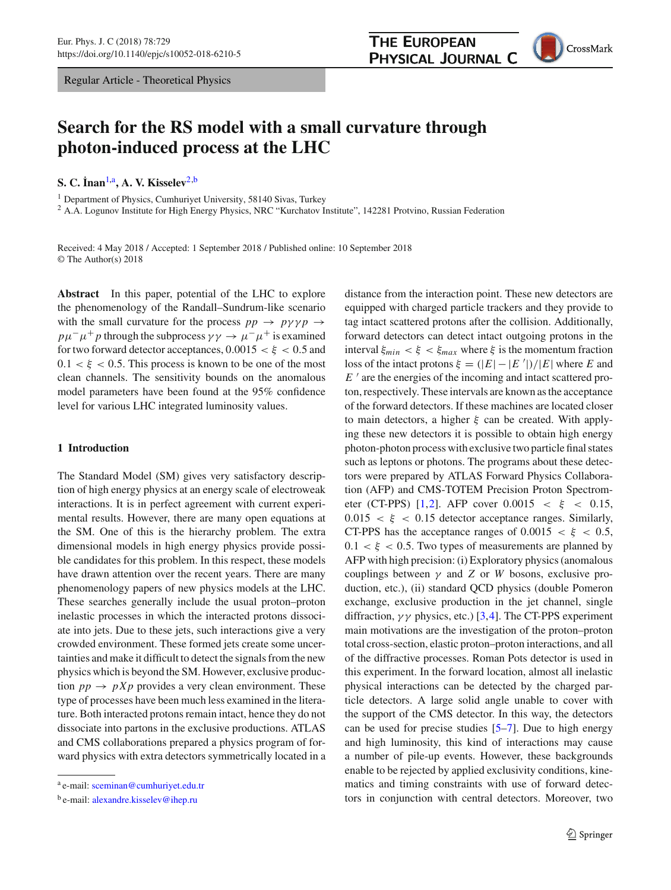Regular Article - Theoretical Physics

# Search for the RS model with a small curvature through photon-induced process at the LHC

**S. C. İnan**[1,a], **A. V. Kisselev**[2,b]

[1] Department of Physics, Cumhuriyet University, 58140 Sivas, Turkey
[2] A.A. Logunov Institute for High Energy Physics, NRC "Kurchatov Institute", 142281 Protvino, Russian Federation

Received: 4 May 2018 / Accepted: 1 September 2018 / Published online: 10 September 2018
© The Author(s) 2018

**Abstract** In this paper, potential of the LHC to explore the phenomenology of the Randall–Sundrum-like scenario with the small curvature for the process $pp \to p\gamma\gamma p \to p\mu^-\mu^+ p$ through the subprocess $\gamma\gamma \to \mu^-\mu^+$ is examined for two forward detector acceptances, $0.0015 < \xi < 0.5$ and $0.1 < \xi < 0.5$. This process is known to be one of the most clean channels. The sensitivity bounds on the anomalous model parameters have been found at the 95% confidence level for various LHC integrated luminosity values.

## 1 Introduction

The Standard Model (SM) gives very satisfactory description of high energy physics at an energy scale of electroweak interactions. It is in perfect agreement with current experimental results. However, there are many open equations at the SM. One of this is the hierarchy problem. The extra dimensional models in high energy physics provide possible candidates for this problem. In this respect, these models have drawn attention over the recent years. There are many phenomenology papers of new physics models at the LHC. These searches generally include the usual proton–proton inelastic processes in which the interacted protons dissociate into jets. Due to these jets, such interactions give a very crowded environment. These formed jets create some uncertainties and make it difficult to detect the signals from the new physics which is beyond the SM. However, exclusive production $pp \to pXp$ provides a very clean environment. These type of processes have been much less examined in the literature. Both interacted protons remain intact, hence they do not dissociate into partons in the exclusive productions. ATLAS and CMS collaborations prepared a physics program of forward physics with extra detectors symmetrically located in a distance from the interaction point. These new detectors are equipped with charged particle trackers and they provide to tag intact scattered protons after the collision. Additionally, forward detectors can detect intact outgoing protons in the interval $\xi_{min} < \xi < \xi_{max}$ where $\xi$ is the momentum fraction loss of the intact protons $\xi = (|E| - |E'|)/|E|$ where $E$ and $E'$ are the energies of the incoming and intact scattered proton, respectively. These intervals are known as the acceptance of the forward detectors. If these machines are located closer to main detectors, a higher $\xi$ can be created. With applying these new detectors it is possible to obtain high energy photon-photon process with exclusive two particle final states such as leptons or photons. The programs about these detectors were prepared by ATLAS Forward Physics Collaboration (AFP) and CMS-TOTEM Precision Proton Spectrometer (CT-PPS) [1,2]. AFP cover $0.0015 < \xi < 0.15$, $0.015 < \xi < 0.15$ detector acceptance ranges. Similarly, CT-PPS has the acceptance ranges of $0.0015 < \xi < 0.5$, $0.1 < \xi < 0.5$. Two types of measurements are planned by AFP with high precision: (i) Exploratory physics (anomalous couplings between $\gamma$ and $Z$ or $W$ bosons, exclusive production, etc.), (ii) standard QCD physics (double Pomeron exchange, exclusive production in the jet channel, single diffraction, $\gamma\gamma$ physics, etc.) [3,4]. The CT-PPS experiment main motivations are the investigation of the proton–proton total cross-section, elastic proton–proton interactions, and all of the diffractive processes. Roman Pots detector is used in this experiment. In the forward location, almost all inelastic physical interactions can be detected by the charged particle detectors. A large solid angle unable to cover with the support of the CMS detector. In this way, the detectors can be used for precise studies [5–7]. Due to high energy and high luminosity, this kind of interactions may cause a number of pile-up events. However, these backgrounds enable to be rejected by applied exclusivity conditions, kinematics and timing constraints with use of forward detectors in conjunction with central detectors. Moreover, two

---

[a] e-mail: sceminan@cumhuriyet.edu.tr

[b] e-mail: alexandre.kisselev@ihep.ru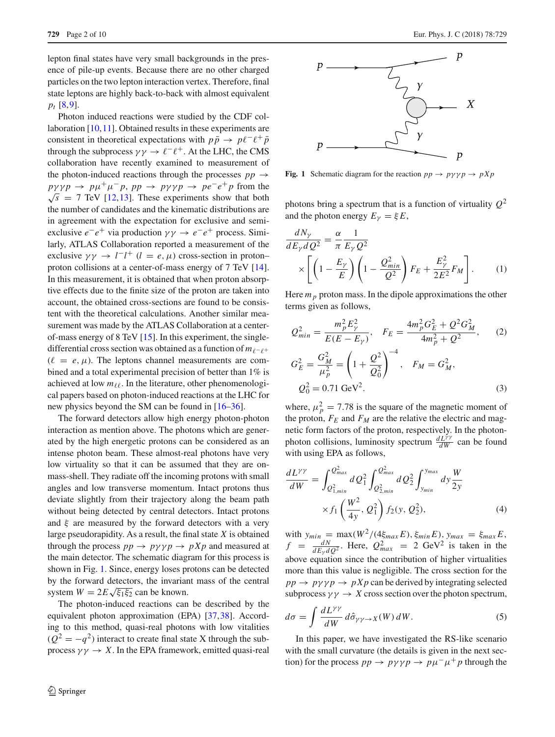lepton final states have very small backgrounds in the presence of pile-up events. Because there are no other charged particles on the two lepton interaction vertex. Therefore, final state leptons are highly back-to-back with almost equivalent $p_t$ [8,9].

Photon induced reactions were studied by the CDF collaboration [10,11]. Obtained results in these experiments are consistent in theoretical expectations with $p\bar{p} \rightarrow p\ell^-\ell^+\bar{p}$ through the subprocess $\gamma\gamma \rightarrow \ell^-\ell^+$. At the LHC, the CMS collaboration have recently examined to measurement of the photon-induced reactions through the processes $pp \rightarrow p\gamma\gamma p \rightarrow p\mu^+\mu^-p$, $pp \rightarrow p\gamma\gamma p \rightarrow pe^-e^+p$ from the $\sqrt{s} = 7$ TeV [12,13]. These experiments show that both the number of candidates and the kinematic distributions are in agreement with the expectation for exclusive and semi-exclusive $e^-e^+$ via production $\gamma\gamma \rightarrow e^-e^+$ process. Similarly, ATLAS Collaboration reported a measurement of the exclusive $\gamma\gamma \rightarrow l^-l^+$ $(l = e, \mu)$ cross-section in proton–proton collisions at a center-of-mass energy of 7 TeV [14]. In this measurement, it is obtained that when proton absorptive effects due to the finite size of the proton are taken into account, the obtained cross-sections are found to be consistent with the theoretical calculations. Another similar measurement was made by the ATLAS Collaboration at a center-of-mass energy of 8 TeV [15]. In this experiment, the single-differential cross section was obtained as a function of $m_{\ell^-\ell^+}$ $(\ell = e, \mu)$. The leptons channel measurements are combined and a total experimental precision of better than 1% is achieved at low $m_{\ell\ell}$. In the literature, other phenomenological papers based on photon-induced reactions at the LHC for new physics beyond the SM can be found in [16–36].

The forward detectors allow high energy photon-photon interaction as mention above. The photons which are generated by the high energetic protons can be considered as an intense photon beam. These almost-real photons have very low virtuality so that it can be assumed that they are on-mass-shell. They radiate off the incoming protons with small angles and low transverse momentum. Intact protons thus deviate slightly from their trajectory along the beam path without being detected by central detectors. Intact protons and $\xi$ are measured by the forward detectors with a very large pseudorapidity. As a result, the final state $X$ is obtained through the process $pp \rightarrow p\gamma\gamma p \rightarrow pXp$ and measured at the main detector. The schematic diagram for this process is shown in Fig. 1. Since, energy loses protons can be detected by the forward detectors, the invariant mass of the central system $W = 2E\sqrt{\xi_1\xi_2}$ can be known.

The photon-induced reactions can be described by the equivalent photon approximation (EPA) [37,38]. According to this method, quasi-real photons with low vitalities $(Q^2 = -q^2)$ interact to create final state X through the subprocess $\gamma\gamma \rightarrow X$. In the EPA framework, emitted quasi-real

Fig. 1 Schematic diagram for the reaction $pp \rightarrow p\gamma\gamma p \rightarrow pXp$

photons bring a spectrum that is a function of virtuality $Q^2$ and the photon energy $E_\gamma = \xi E$,

$$\frac{dN_\gamma}{dE_\gamma dQ^2} = \frac{\alpha}{\pi}\frac{1}{E_\gamma Q^2} \times \left[\left(1 - \frac{E_\gamma}{E}\right)\left(1 - \frac{Q^2_{min}}{Q^2}\right)F_E + \frac{E^2_\gamma}{2E^2}F_M\right]. \quad (1)$$

Here $m_p$ proton mass. In the dipole approximations the other terms given as follows,

$$Q^2_{min} = \frac{m_p^2 E_\gamma^2}{E(E - E_\gamma)}, \quad F_E = \frac{4m_p^2 G_E^2 + Q^2 G_M^2}{4m_p^2 + Q^2}, \quad (2)$$

$$G_E^2 = \frac{G_M^2}{\mu_p^2} = \left(1 + \frac{Q^2}{Q_0^2}\right)^{-4}, \quad F_M = G_M^2, \quad Q_0^2 = 0.71 \text{ GeV}^2. \quad (3)$$

where, $\mu_p^2 = 7.78$ is the square of the magnetic moment of the proton, $F_E$ and $F_M$ are the relative the electric and magnetic form factors of the proton, respectively. In the photon-photon collisions, luminosity spectrum $\frac{dL^{\gamma\gamma}}{dW}$ can be found with using EPA as follows,

$$\frac{dL^{\gamma\gamma}}{dW} = \int_{Q^2_{1,min}}^{Q^2_{max}} dQ_1^2 \int_{Q^2_{2,min}}^{Q^2_{max}} dQ_2^2 \int_{y_{min}}^{y_{max}} dy \frac{W}{2y} \times f_1\left(\frac{W^2}{4y}, Q_1^2\right) f_2(y, Q_2^2), \quad (4)$$

with $y_{min} = \max(W^2/(4\xi_{max}E), \xi_{min}E)$, $y_{max} = \xi_{max}E$, $f = \frac{dN}{dE_\gamma dQ^2}$. Here, $Q^2_{max} = 2$ GeV$^2$ is taken in the above equation since the contribution of higher virtualities more than this value is negligible. The cross section for the $pp \rightarrow p\gamma\gamma p \rightarrow pXp$ can be derived by integrating selected subprocess $\gamma\gamma \rightarrow X$ cross section over the photon spectrum,

$$d\sigma = \int \frac{dL^{\gamma\gamma}}{dW} d\hat{\sigma}_{\gamma\gamma \rightarrow X}(W)\, dW. \quad (5)$$

In this paper, we have investigated the RS-like scenario with the small curvature (the details is given in the next section) for the process $pp \rightarrow p\gamma\gamma p \rightarrow p\mu^-\mu^+p$ through the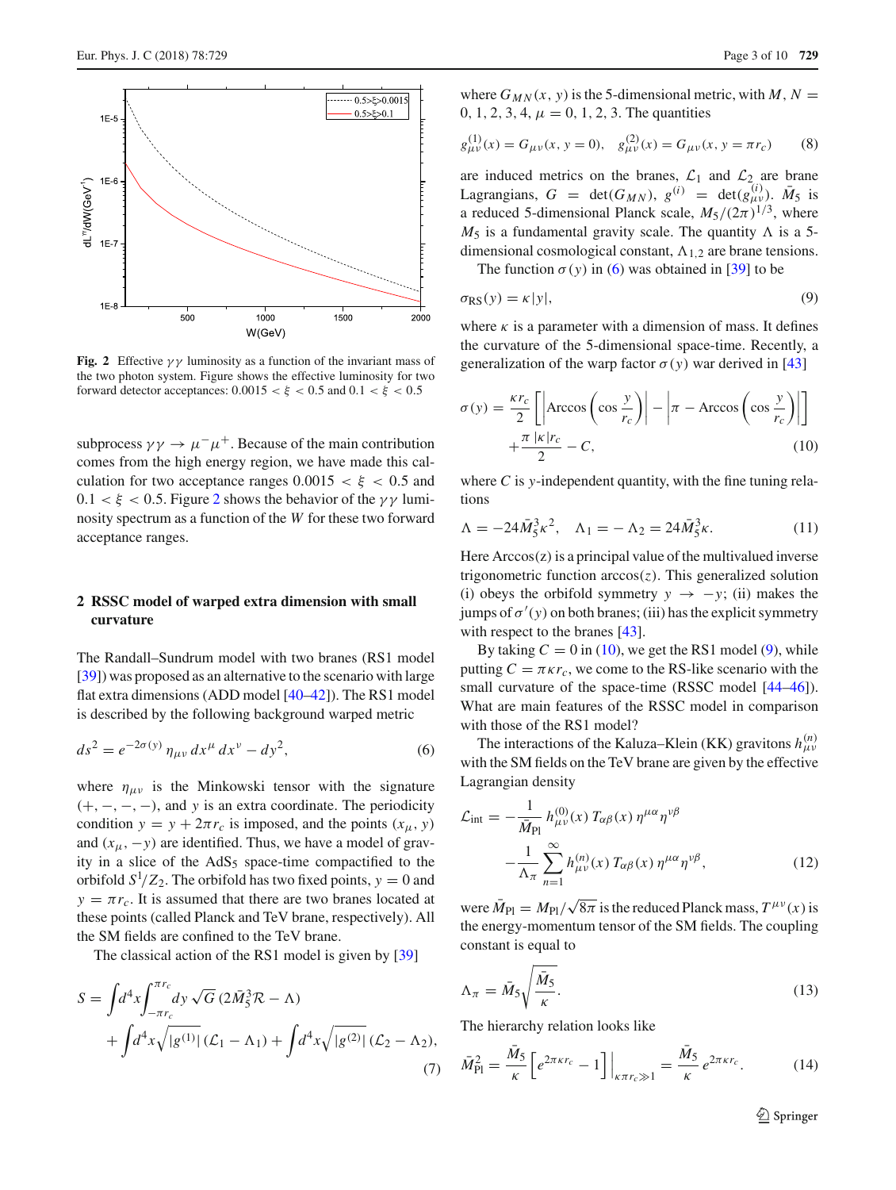Fig. 2 Effective $\gamma\gamma$ luminosity as a function of the invariant mass of the two photon system. Figure shows the effective luminosity for two forward detector acceptances: $0.0015 < \xi < 0.5$ and $0.1 < \xi < 0.5$

subprocess $\gamma\gamma \to \mu^-\mu^+$. Because of the main contribution comes from the high energy region, we have made this calculation for two acceptance ranges $0.0015 < \xi < 0.5$ and $0.1 < \xi < 0.5$. Figure 2 shows the behavior of the $\gamma\gamma$ luminosity spectrum as a function of the $W$ for these two forward acceptance ranges.

## 2 RSSC model of warped extra dimension with small curvature

The Randall–Sundrum model with two branes (RS1 model [39]) was proposed as an alternative to the scenario with large flat extra dimensions (ADD model [40–42]). The RS1 model is described by the following background warped metric

$$ds^2 = e^{-2\sigma(y)}\,\eta_{\mu\nu}\,dx^\mu\,dx^\nu - dy^2, \tag{6}$$

where $\eta_{\mu\nu}$ is the Minkowski tensor with the signature $(+,-,-,-)$, and $y$ is an extra coordinate. The periodicity condition $y = y + 2\pi r_c$ is imposed, and the points $(x_\mu, y)$ and $(x_\mu, -y)$ are identified. Thus, we have a model of gravity in a slice of the AdS$_5$ space-time compactified to the orbifold $S^1/Z_2$. The orbifold has two fixed points, $y = 0$ and $y = \pi r_c$. It is assumed that there are two branes located at these points (called Planck and TeV brane, respectively). All the SM fields are confined to the TeV brane.

The classical action of the RS1 model is given by [39]

$$S = \int d^4x \int_{-\pi r_c}^{\pi r_c} dy\,\sqrt{G}\,(2\bar{M}_5^3\mathcal{R} - \Lambda) + \int d^4x\sqrt{|g^{(1)}|}\,(\mathcal{L}_1 - \Lambda_1) + \int d^4x\sqrt{|g^{(2)}|}\,(\mathcal{L}_2 - \Lambda_2), \tag{7}$$

where $G_{MN}(x, y)$ is the 5-dimensional metric, with $M, N = 0, 1, 2, 3, 4$, $\mu = 0, 1, 2, 3$. The quantities

$$g^{(1)}_{\mu\nu}(x) = G_{\mu\nu}(x, y = 0), \quad g^{(2)}_{\mu\nu}(x) = G_{\mu\nu}(x, y = \pi r_c) \tag{8}$$

are induced metrics on the branes, $\mathcal{L}_1$ and $\mathcal{L}_2$ are brane Lagrangians, $G = \det(G_{MN})$, $g^{(i)} = \det(g^{(i)}_{\mu\nu})$. $\bar{M}_5$ is a reduced 5-dimensional Planck scale, $M_5/(2\pi)^{1/3}$, where $M_5$ is a fundamental gravity scale. The quantity $\Lambda$ is a 5-dimensional cosmological constant, $\Lambda_{1,2}$ are brane tensions.

The function $\sigma(y)$ in (6) was obtained in [39] to be

$$\sigma_{\mathrm{RS}}(y) = \kappa|y|, \tag{9}$$

where $\kappa$ is a parameter with a dimension of mass. It defines the curvature of the 5-dimensional space-time. Recently, a generalization of the warp factor $\sigma(y)$ war derived in [43]

$$\sigma(y) = \frac{\kappa r_c}{2}\left[\left|\mathrm{Arccos}\left(\cos\frac{y}{r_c}\right)\right| - \left|\pi - \mathrm{Arccos}\left(\cos\frac{y}{r_c}\right)\right|\right] + \frac{\pi\,|\kappa| r_c}{2} - C, \tag{10}$$

where $C$ is $y$-independent quantity, with the fine tuning relations

$$\Lambda = -24\bar{M}_5^3\kappa^2, \quad \Lambda_1 = -\Lambda_2 = 24\bar{M}_5^3\kappa. \tag{11}$$

Here Arccos$(z)$ is a principal value of the multivalued inverse trigonometric function arccos$(z)$. This generalized solution (i) obeys the orbifold symmetry $y \to -y$; (ii) makes the jumps of $\sigma'(y)$ on both branes; (iii) has the explicit symmetry with respect to the branes [43].

By taking $C = 0$ in (10), we get the RS1 model (9), while putting $C = \pi\kappa r_c$, we come to the RS-like scenario with the small curvature of the space-time (RSSC model [44–46]). What are main features of the RSSC model in comparison with those of the RS1 model?

The interactions of the Kaluza–Klein (KK) gravitons $h^{(n)}_{\mu\nu}$ with the SM fields on the TeV brane are given by the effective Lagrangian density

$$\mathcal{L}_{\mathrm{int}} = -\frac{1}{\bar{M}_{\mathrm{Pl}}}\,h^{(0)}_{\mu\nu}(x)\,T_{\alpha\beta}(x)\,\eta^{\mu\alpha}\eta^{\nu\beta} - \frac{1}{\Lambda_\pi}\sum_{n=1}^{\infty} h^{(n)}_{\mu\nu}(x)\,T_{\alpha\beta}(x)\,\eta^{\mu\alpha}\eta^{\nu\beta}, \tag{12}$$

were $\bar{M}_{\mathrm{Pl}} = M_{\mathrm{Pl}}/\sqrt{8\pi}$ is the reduced Planck mass, $T^{\mu\nu}(x)$ is the energy-momentum tensor of the SM fields. The coupling constant is equal to

$$\Lambda_\pi = \bar{M}_5\sqrt{\frac{\bar{M}_5}{\kappa}}. \tag{13}$$

The hierarchy relation looks like

$$\bar{M}_{\mathrm{Pl}}^2 = \frac{\bar{M}_5}{\kappa}\left[e^{2\pi\kappa r_c} - 1\right]\Big|_{\kappa\pi r_c \gg 1} = \frac{\bar{M}_5}{\kappa}\,e^{2\pi\kappa r_c}. \tag{14}$$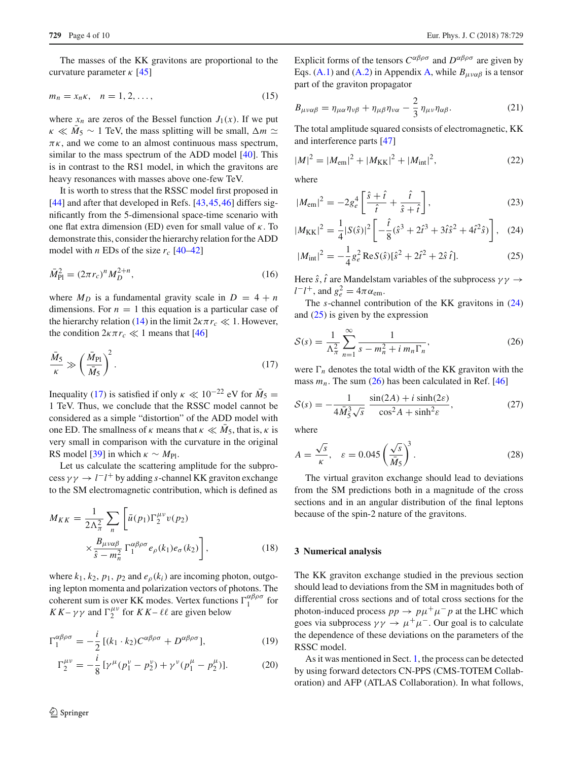The masses of the KK gravitons are proportional to the curvature parameter $\kappa$ [45]

$$m_n = x_n \kappa, \quad n = 1, 2, \ldots, \tag{15}$$

where $x_n$ are zeros of the Bessel function $J_1(x)$. If we put $\kappa \ll \bar{M}_5 \sim 1$ TeV, the mass splitting will be small, $\Delta m \simeq \pi\kappa$, and we come to an almost continuous mass spectrum, similar to the mass spectrum of the ADD model [40]. This is in contrast to the RS1 model, in which the gravitons are heavy resonances with masses above one-few TeV.

It is worth to stress that the RSSC model first proposed in [44] and after that developed in Refs. [43,45,46] differs significantly from the 5-dimensional space-time scenario with one flat extra dimension (ED) even for small value of $\kappa$. To demonstrate this, consider the hierarchy relation for the ADD model with $n$ EDs of the size $r_c$ [40–42]

$$\bar{M}_{\text{Pl}}^2 = (2\pi r_c)^n M_D^{2+n}, \tag{16}$$

where $M_D$ is a fundamental gravity scale in $D = 4 + n$ dimensions. For $n = 1$ this equation is a particular case of the hierarchy relation (14) in the limit $2\kappa\pi r_c \ll 1$. However, the condition $2\kappa\pi r_c \ll 1$ means that [46]

$$\frac{\bar{M}_5}{\kappa} \gg \left( \frac{\bar{M}_{\text{Pl}}}{\bar{M}_5} \right)^2. \tag{17}$$

Inequality (17) is satisfied if only $\kappa \ll 10^{-22}$ eV for $\bar{M}_5 = 1$ TeV. Thus, we conclude that the RSSC model cannot be considered as a simple "distortion" of the ADD model with one ED. The smallness of $\kappa$ means that $\kappa \ll \bar{M}_5$, that is, $\kappa$ is very small in comparison with the curvature in the original RS model [39] in which $\kappa \sim M_{\text{Pl}}$.

Let us calculate the scattering amplitude for the subprocess $\gamma\gamma \to l^- l^+$ by adding $s$-channel KK graviton exchange to the SM electromagnetic contribution, which is defined as

$$M_{KK} = \frac{1}{2\Lambda_\pi^2} \sum_n \left[ \bar{u}(p_1) \Gamma_2^{\mu\nu} v(p_2) \times \frac{B_{\mu\nu\alpha\beta}}{\hat{s} - m_n^2} \Gamma_1^{\alpha\beta\rho\sigma} e_\rho(k_1) e_\sigma(k_2) \right], \tag{18}$$

where $k_1$, $k_2$, $p_1$, $p_2$ and $e_\rho(k_i)$ are incoming photon, outgoing lepton momenta and polarization vectors of photons. The coherent sum is over KK modes. Vertex functions $\Gamma_1^{\alpha\beta\rho\sigma}$ for $KK$–$\gamma\gamma$ and $\Gamma_2^{\mu\nu}$ for $KK$–$\ell\ell$ are given below

$$\Gamma_1^{\alpha\beta\rho\sigma} = -\frac{i}{2} [(k_1 \cdot k_2) C^{\alpha\beta\rho\sigma} + D^{\alpha\beta\rho\sigma}], \tag{19}$$

$$\Gamma_2^{\mu\nu} = -\frac{i}{8} [\gamma^\mu (p_1^\nu - p_2^\nu) + \gamma^\nu (p_1^\mu - p_2^\mu)]. \tag{20}$$

Explicit forms of the tensors $C^{\alpha\beta\rho\sigma}$ and $D^{\alpha\beta\rho\sigma}$ are given by Eqs. (A.1) and (A.2) in Appendix A, while $B_{\mu\nu\alpha\beta}$ is a tensor part of the graviton propagator

$$B_{\mu\nu\alpha\beta} = \eta_{\mu\alpha}\eta_{\nu\beta} + \eta_{\mu\beta}\eta_{\nu\alpha} - \frac{2}{3}\eta_{\mu\nu}\eta_{\alpha\beta}. \tag{21}$$

The total amplitude squared consists of electromagnetic, KK and interference parts [47]

$$|M|^2 = |M_{\text{em}}|^2 + |M_{\text{KK}}|^2 + |M_{\text{int}}|^2, \tag{22}$$

where

$$|M_{\text{em}}|^2 = -2g_e^4 \left[ \frac{\hat{s} + \hat{t}}{\hat{t}} + \frac{\hat{t}}{\hat{s} + \hat{t}} \right], \tag{23}$$

$$|M_{\text{KK}}|^2 = \frac{1}{4} |\mathcal{S}(\hat{s})|^2 \left[ -\frac{\hat{t}}{8} (\hat{s}^3 + 2\hat{t}^3 + 3\hat{t}\hat{s}^2 + 4\hat{t}^2\hat{s}) \right], \tag{24}$$

$$|M_{\text{int}}|^2 = -\frac{1}{4} g_e^2 \,\text{Re}\,\mathcal{S}(\hat{s}) [\hat{s}^2 + 2\hat{t}^2 + 2\hat{s}\,\hat{t}]. \tag{25}$$

Here $\hat{s}, \hat{t}$ are Mandelstam variables of the subprocess $\gamma\gamma \to l^- l^+$, and $g_e^2 = 4\pi\alpha_{\text{em}}$.

The $s$-channel contribution of the KK gravitons in (24) and (25) is given by the expression

$$\mathcal{S}(s) = \frac{1}{\Lambda_\pi^2} \sum_{n=1}^{\infty} \frac{1}{s - m_n^2 + i\, m_n \Gamma_n}, \tag{26}$$

were $\Gamma_n$ denotes the total width of the KK graviton with the mass $m_n$. The sum (26) has been calculated in Ref. [46]

$$\mathcal{S}(s) = -\frac{1}{4\bar{M}_5^3 \sqrt{s}} \frac{\sin(2A) + i \sinh(2\varepsilon)}{\cos^2 A + \sinh^2 \varepsilon}, \tag{27}$$

where

$$A = \frac{\sqrt{s}}{\kappa}, \quad \varepsilon = 0.045 \left( \frac{\sqrt{s}}{\bar{M}_5} \right)^3. \tag{28}$$

The virtual graviton exchange should lead to deviations from the SM predictions both in a magnitude of the cross sections and in an angular distribution of the final leptons because of the spin-2 nature of the gravitons.

## 3 Numerical analysis

The KK graviton exchange studied in the previous section should lead to deviations from the SM in magnitudes both of differential cross sections and of total cross sections for the photon-induced process $pp \to p\mu^+\mu^- p$ at the LHC which goes via subprocess $\gamma\gamma \to \mu^+\mu^-$. Our goal is to calculate the dependence of these deviations on the parameters of the RSSC model.

As it was mentioned in Sect. 1, the process can be detected by using forward detectors CN-PPS (CMS-TOTEM Collaboration) and AFP (ATLAS Collaboration). In what follows,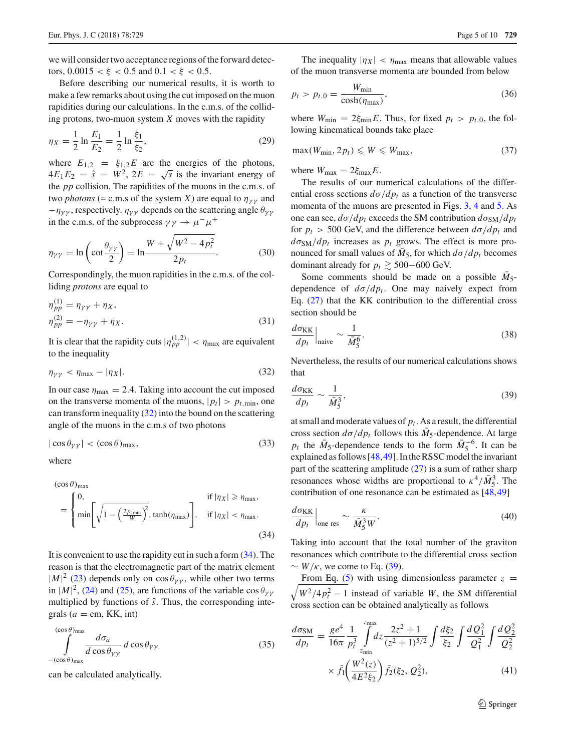we will consider two acceptance regions of the forward detectors, $0.0015 < \xi < 0.5$ and $0.1 < \xi < 0.5$.

Before describing our numerical results, it is worth to make a few remarks about using the cut imposed on the muon rapidities during our calculations. In the c.m.s. of the colliding protons, two-muon system $X$ moves with the rapidity

$$\eta_X = \frac{1}{2} \ln \frac{E_1}{E_2} = \frac{1}{2} \ln \frac{\xi_1}{\xi_2}, \tag{29}$$

where $E_{1,2} = \xi_{1,2} E$ are the energies of the photons, $4E_1 E_2 = \hat{s} = W^2$, $2E = \sqrt{s}$ is the invariant energy of the $pp$ collision. The rapidities of the muons in the c.m.s. of two *photons* (= c.m.s of the system $X$) are equal to $\eta_{\gamma\gamma}$ and $-\eta_{\gamma\gamma}$, respectively. $\eta_{\gamma\gamma}$ depends on the scattering angle $\theta_{\gamma\gamma}$ in the c.m.s. of the subprocess $\gamma\gamma \to \mu^- \mu^+$

$$\eta_{\gamma\gamma} = \ln \left( \cot \frac{\theta_{\gamma\gamma}}{2} \right) = \ln \frac{W + \sqrt{W^2 - 4p_t^2}}{2p_t}. \tag{30}$$

Correspondingly, the muon rapidities in the c.m.s. of the colliding *protons* are equal to

$$\eta_{pp}^{(1)} = \eta_{\gamma\gamma} + \eta_X, \qquad \eta_{pp}^{(2)} = -\eta_{\gamma\gamma} + \eta_X. \tag{31}$$

It is clear that the rapidity cuts $|\eta_{pp}^{(1,2)}| < \eta_{\max}$ are equivalent to the inequality

$$\eta_{\gamma\gamma} < \eta_{\max} - |\eta_X|. \tag{32}$$

In our case $\eta_{\max} = 2.4$. Taking into account the cut imposed on the transverse momenta of the muons, $|p_t| > p_{t,\min}$, one can transform inequality (32) into the bound on the scattering angle of the muons in the c.m.s of two photons

$$|\cos\theta_{\gamma\gamma}| < (\cos\theta)_{\max}, \tag{33}$$

where

$$(\cos\theta)_{\max} = \begin{cases} 0, & \text{if } |\eta_X| \geqslant \eta_{\max}, \\ \min\left[ \sqrt{1 - \left(\frac{2p_{t\min}}{W}\right)^2}, \tanh(\eta_{\max}) \right], & \text{if } |\eta_X| < \eta_{\max}. \end{cases} \tag{34}$$

It is convenient to use the rapidity cut in such a form (34). The reason is that the electromagnetic part of the matrix element $|M|^2$ (23) depends only on $\cos\theta_{\gamma\gamma}$, while other two terms in $|M|^2$, (24) and (25), are functions of the variable $\cos\theta_{\gamma\gamma}$ multiplied by functions of $\hat{s}$. Thus, the corresponding integrals ($a$ = em, KK, int)

$$\int\limits_{-(\cos\theta)_{\max}}^{(\cos\theta)_{\max}} \frac{d\sigma_a}{d\cos\theta_{\gamma\gamma}} \, d\cos\theta_{\gamma\gamma} \tag{35}$$

can be calculated analytically.

The inequality $|\eta_X| < \eta_{\max}$ means that allowable values of the muon transverse momenta are bounded from below

$$p_t > p_{t,0} = \frac{W_{\min}}{\cosh(\eta_{\max})}, \tag{36}$$

where $W_{\min} = 2\xi_{\min} E$. Thus, for fixed $p_t > p_{t,0}$, the following kinematical bounds take place

$$\max(W_{\min}, 2p_t) \leqslant W \leqslant W_{\max}, \tag{37}$$

where $W_{\max} = 2\xi_{\max} E$.

The results of our numerical calculations of the differential cross sections $d\sigma/dp_t$ as a function of the transverse momenta of the muons are presented in Figs. 3, 4 and 5. As one can see, $d\sigma/dp_t$ exceeds the SM contribution $d\sigma_{\text{SM}}/dp_t$ for $p_t > 500$ GeV, and the difference between $d\sigma/dp_t$ and $d\sigma_{\text{SM}}/dp_t$ increases as $p_t$ grows. The effect is more pronounced for small values of $\bar{M}_5$, for which $d\sigma/dp_t$ becomes dominant already for $p_t \gtrsim 500{-}600$ GeV.

Some comments should be made on a possible $\bar{M}_5$-dependence of $d\sigma/dp_t$. One may naively expect from Eq. (27) that the KK contribution to the differential cross section should be

$$\left.\frac{d\sigma_{\text{KK}}}{dp_t}\right|_{\text{naive}} \sim \frac{1}{\bar{M}_5^6}. \tag{38}$$

Nevertheless, the results of our numerical calculations shows that

$$\frac{d\sigma_{\text{KK}}}{dp_t} \sim \frac{1}{\bar{M}_5^3}, \tag{39}$$

at small and moderate values of $p_t$. As a result, the differential cross section $d\sigma/dp_t$ follows this $\bar{M}_5$-dependence. At large $p_t$ the $\bar{M}_5$-dependence tends to the form $\bar{M}_5^{-6}$. It can be explained as follows [48,49]. In the RSSC model the invariant part of the scattering amplitude (27) is a sum of rather sharp resonances whose widths are proportional to $\kappa^4/\bar{M}_5^3$. The contribution of one resonance can be estimated as [48,49]

$$\left.\frac{d\sigma_{\text{KK}}}{dp_t}\right|_{\text{one res}} \sim \frac{\kappa}{\bar{M}_5^3 W}. \tag{40}$$

Taking into account that the total number of the graviton resonances which contribute to the differential cross section $\sim W/\kappa$, we come to Eq. (39).

From Eq. (5) with using dimensionless parameter $z = \sqrt{W^2/4p_t^2 - 1}$ instead of variable $W$, the SM differential cross section can be obtained analytically as follows

$$\frac{d\sigma_{\text{SM}}}{dp_t} = \frac{ge^4}{16\pi} \frac{1}{p_t^3} \int\limits_{z_{\min}}^{z_{\max}} dz \frac{2z^2 + 1}{(z^2 + 1)^{5/2}} \int \frac{d\xi_2}{\xi_2} \int \frac{dQ_1^2}{Q_1^2} \int \frac{dQ_2^2}{Q_2^2} \times \tilde{f}_1\!\left(\frac{W^2(z)}{4E^2\xi_2}\right) \tilde{f}_2(\xi_2, Q_2^2), \tag{41}$$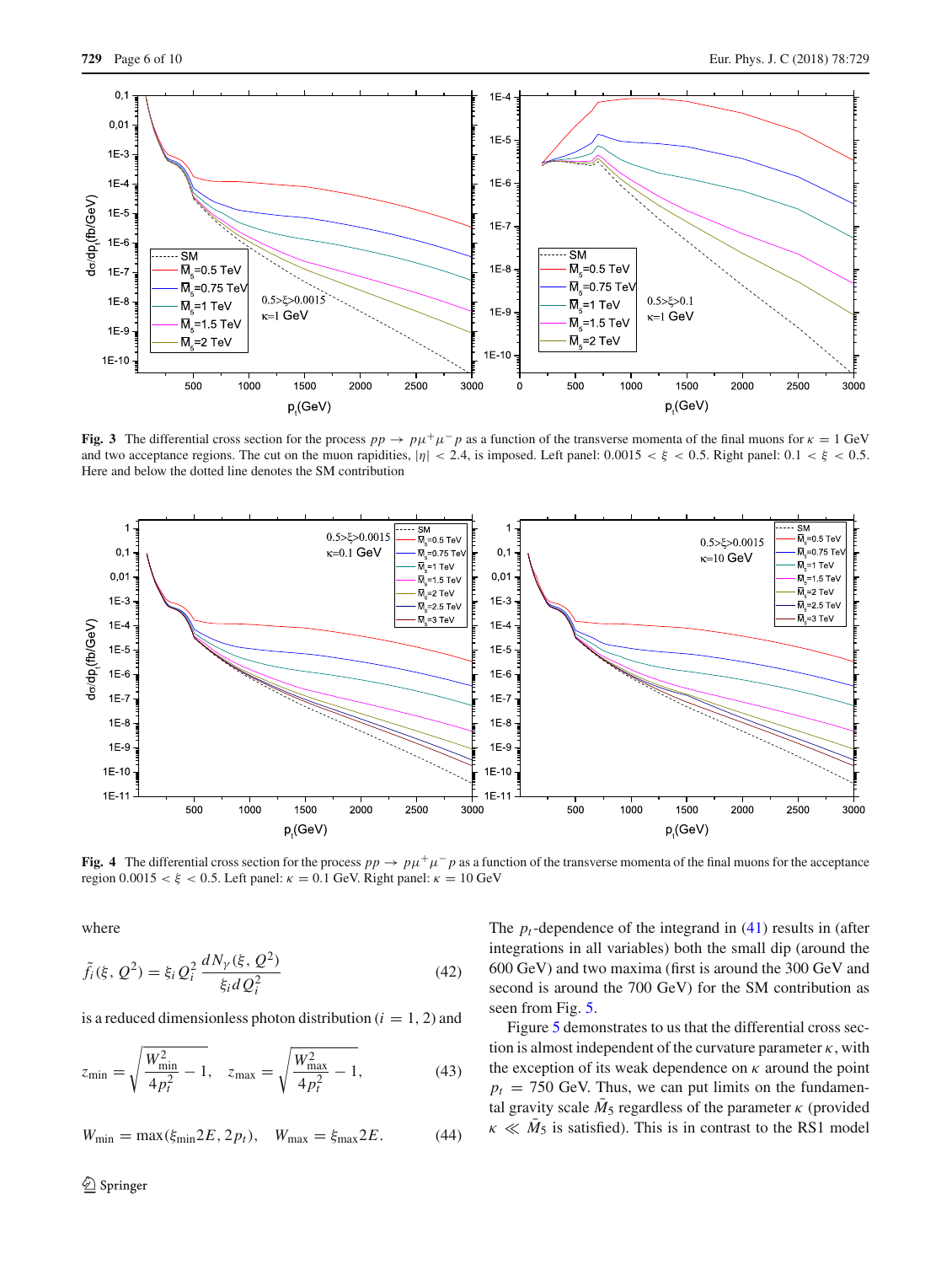**Fig. 3** The differential cross section for the process $pp \to p\mu^+\mu^- p$ as a function of the transverse momenta of the final muons for $\kappa = 1$ GeV and two acceptance regions. The cut on the muon rapidities, $|\eta| < 2.4$, is imposed. Left panel: $0.0015 < \xi < 0.5$. Right panel: $0.1 < \xi < 0.5$. Here and below the dotted line denotes the SM contribution

**Fig. 4** The differential cross section for the process $pp \to p\mu^+\mu^- p$ as a function of the transverse momenta of the final muons for the acceptance region $0.0015 < \xi < 0.5$. Left panel: $\kappa = 0.1$ GeV. Right panel: $\kappa = 10$ GeV

where

$$\tilde{f}_i(\xi, Q^2) = \xi_i Q_i^2 \frac{dN_\gamma(\xi, Q^2)}{\xi_i dQ_i^2} \tag{42}$$

is a reduced dimensionless photon distribution ($i = 1, 2$) and

$$z_{\min} = \sqrt{\frac{W_{\min}^2}{4p_t^2} - 1}, \quad z_{\max} = \sqrt{\frac{W_{\max}^2}{4p_t^2} - 1}, \tag{43}$$

$$W_{\min} = \max(\xi_{\min} 2E, 2p_t), \quad W_{\max} = \xi_{\max} 2E. \tag{44}$$

The $p_t$-dependence of the integrand in (41) results in (after integrations in all variables) both the small dip (around the 600 GeV) and two maxima (first is around the 300 GeV and second is around the 700 GeV) for the SM contribution as seen from Fig. 5.

Figure 5 demonstrates to us that the differential cross section is almost independent of the curvature parameter $\kappa$, with the exception of its weak dependence on $\kappa$ around the point $p_t = 750$ GeV. Thus, we can put limits on the fundamental gravity scale $\bar{M}_5$ regardless of the parameter $\kappa$ (provided $\kappa \ll \bar{M}_5$ is satisfied). This is in contrast to the RS1 model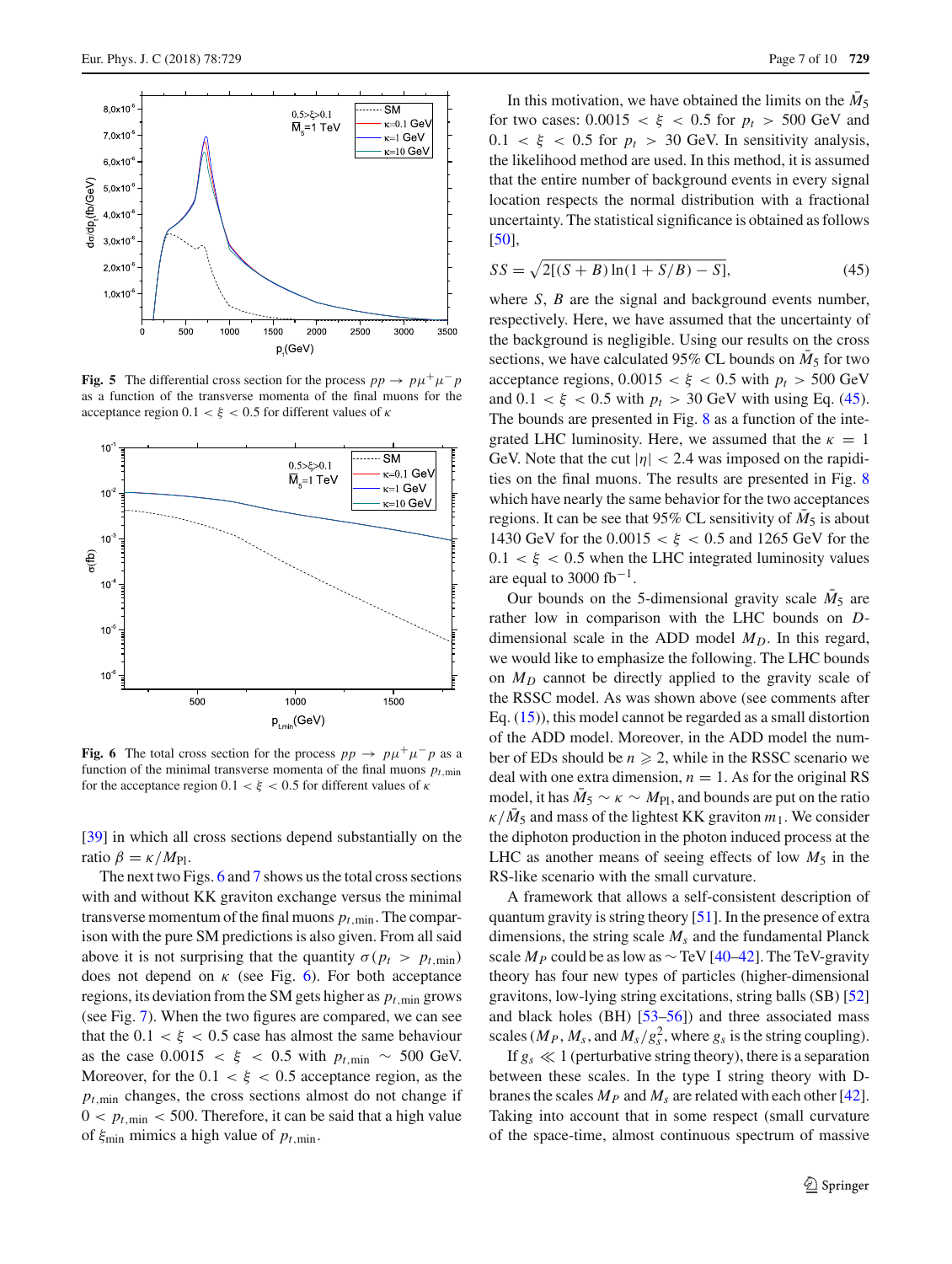**Fig. 5** The differential cross section for the process $pp \to p\mu^+\mu^- p$ as a function of the transverse momenta of the final muons for the acceptance region $0.1 < \xi < 0.5$ for different values of $\kappa$

**Fig. 6** The total cross section for the process $pp \to p\mu^+\mu^- p$ as a function of the minimal transverse momenta of the final muons $p_{t,\min}$ for the acceptance region $0.1 < \xi < 0.5$ for different values of $\kappa$

[39] in which all cross sections depend substantially on the ratio $\beta = \kappa/M_{\rm Pl}$.

The next two Figs. 6 and 7 shows us the total cross sections with and without KK graviton exchange versus the minimal transverse momentum of the final muons $p_{t,\min}$. The comparison with the pure SM predictions is also given. From all said above it is not surprising that the quantity $\sigma(p_t > p_{t,\min})$ does not depend on $\kappa$ (see Fig. 6). For both acceptance regions, its deviation from the SM gets higher as $p_{t,\min}$ grows (see Fig. 7). When the two figures are compared, we can see that the $0.1 < \xi < 0.5$ case has almost the same behaviour as the case $0.0015 < \xi < 0.5$ with $p_{t,\min} \sim 500$ GeV. Moreover, for the $0.1 < \xi < 0.5$ acceptance region, as the $p_{t,\min}$ changes, the cross sections almost do not change if $0 < p_{t,\min} < 500$. Therefore, it can be said that a high value of $\xi_{\min}$ mimics a high value of $p_{t,\min}$.

In this motivation, we have obtained the limits on the $\bar{M}_5$ for two cases: $0.0015 < \xi < 0.5$ for $p_t > 500$ GeV and $0.1 < \xi < 0.5$ for $p_t > 30$ GeV. In sensitivity analysis, the likelihood method are used. In this method, it is assumed that the entire number of background events in every signal location respects the normal distribution with a fractional uncertainty. The statistical significance is obtained as follows [50],

$$SS = \sqrt{2[(S + B)\ln(1 + S/B) - S]}, \tag{45}$$

where $S$, $B$ are the signal and background events number, respectively. Here, we have assumed that the uncertainty of the background is negligible. Using our results on the cross sections, we have calculated 95% CL bounds on $\bar{M}_5$ for two acceptance regions, $0.0015 < \xi < 0.5$ with $p_t > 500$ GeV and $0.1 < \xi < 0.5$ with $p_t > 30$ GeV with using Eq. (45). The bounds are presented in Fig. 8 as a function of the integrated LHC luminosity. Here, we assumed that the $\kappa = 1$ GeV. Note that the cut $|\eta| < 2.4$ was imposed on the rapidities on the final muons. The results are presented in Fig. 8 which have nearly the same behavior for the two acceptances regions. It can be see that 95% CL sensitivity of $\bar{M}_5$ is about 1430 GeV for the $0.0015 < \xi < 0.5$ and 1265 GeV for the $0.1 < \xi < 0.5$ when the LHC integrated luminosity values are equal to 3000 fb$^{-1}$.

Our bounds on the 5-dimensional gravity scale $\bar{M}_5$ are rather low in comparison with the LHC bounds on $D$-dimensional scale in the ADD model $M_D$. In this regard, we would like to emphasize the following. The LHC bounds on $M_D$ cannot be directly applied to the gravity scale of the RSSC model. As was shown above (see comments after Eq. (15)), this model cannot be regarded as a small distortion of the ADD model. Moreover, in the ADD model the number of EDs should be $n \geqslant 2$, while in the RSSC scenario we deal with one extra dimension, $n = 1$. As for the original RS model, it has $\bar{M}_5 \sim \kappa \sim M_{\rm Pl}$, and bounds are put on the ratio $\kappa/\bar{M}_5$ and mass of the lightest KK graviton $m_1$. We consider the diphoton production in the photon induced process at the LHC as another means of seeing effects of low $M_5$ in the RS-like scenario with the small curvature.

A framework that allows a self-consistent description of quantum gravity is string theory [51]. In the presence of extra dimensions, the string scale $M_s$ and the fundamental Planck scale $M_P$ could be as low as $\sim$TeV [40–42]. The TeV-gravity theory has four new types of particles (higher-dimensional gravitons, low-lying string excitations, string balls (SB) [52] and black holes (BH) [53–56]) and three associated mass scales ($M_P$, $M_s$, and $M_s/g_s^2$, where $g_s$ is the string coupling).

If $g_s \ll 1$ (perturbative string theory), there is a separation between these scales. In the type I string theory with D-branes the scales $M_P$ and $M_s$ are related with each other [42]. Taking into account that in some respect (small curvature of the space-time, almost continuous spectrum of massive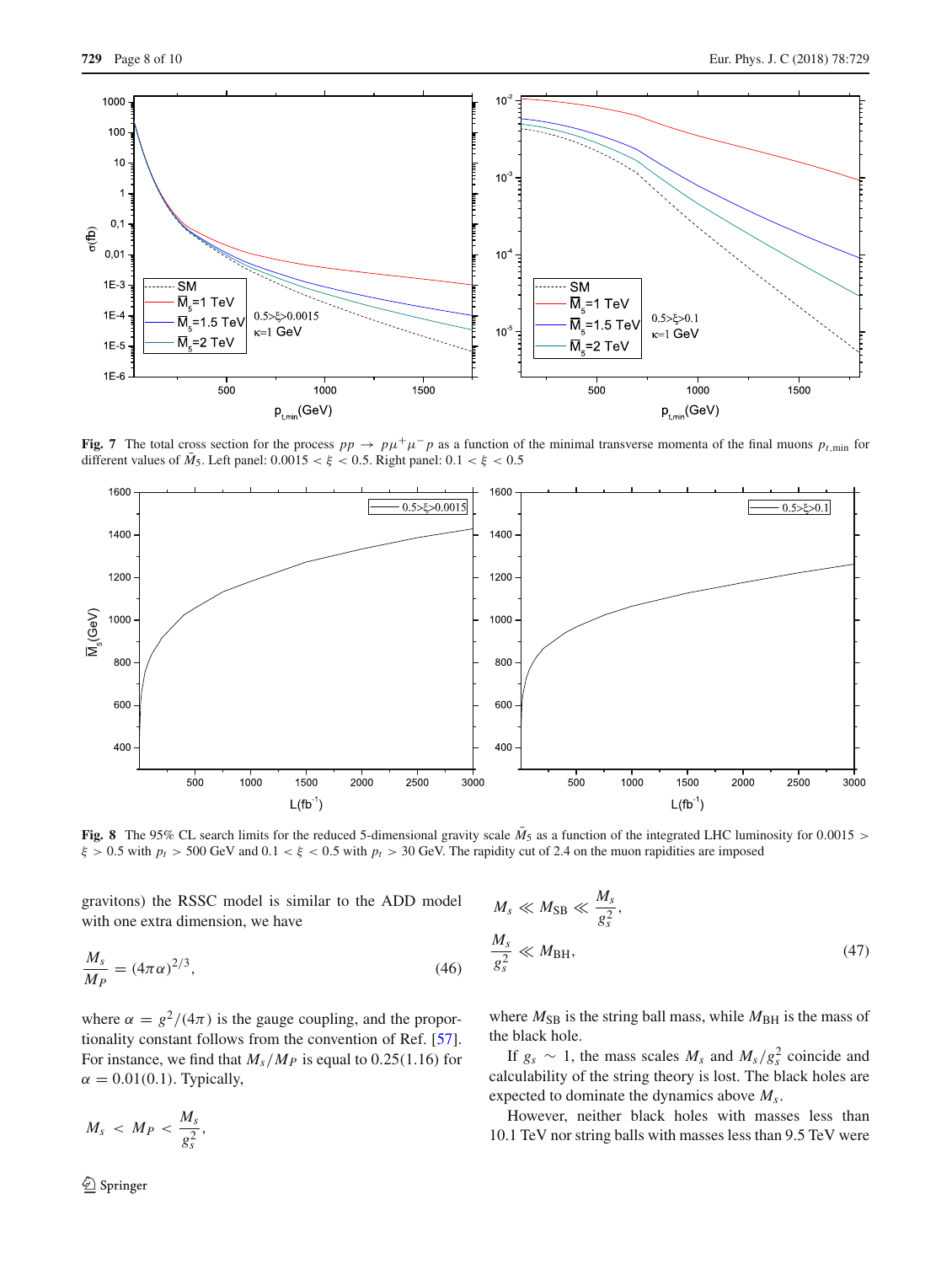**Fig. 7** The total cross section for the process $pp \to p\mu^+\mu^- p$ as a function of the minimal transverse momenta of the final muons $p_{t,\min}$ for different values of $\bar{M}_5$. Left panel: $0.0015 < \xi < 0.5$. Right panel: $0.1 < \xi < 0.5$

**Fig. 8** The 95% CL search limits for the reduced 5-dimensional gravity scale $\bar{M}_5$ as a function of the integrated LHC luminosity for $0.0015 > \xi > 0.5$ with $p_t > 500$ GeV and $0.1 < \xi < 0.5$ with $p_t > 30$ GeV. The rapidity cut of 2.4 on the muon rapidities are imposed

gravitons) the RSSC model is similar to the ADD model with one extra dimension, we have

$$\frac{M_s}{M_P} = (4\pi\alpha)^{2/3}, \tag{46}$$

where $\alpha = g^2/(4\pi)$ is the gauge coupling, and the proportionality constant follows from the convention of Ref. [57]. For instance, we find that $M_s/M_P$ is equal to 0.25(1.16) for $\alpha = 0.01(0.1)$. Typically,

$$M_s < M_P < \frac{M_s}{g_s^2},$$

$$M_s \ll M_{\rm SB} \ll \frac{M_s}{g_s^2},$$
$$\frac{M_s}{g_s^2} \ll M_{\rm BH}, \tag{47}$$

where $M_{\rm SB}$ is the string ball mass, while $M_{\rm BH}$ is the mass of the black hole.

If $g_s \sim 1$, the mass scales $M_s$ and $M_s/g_s^2$ coincide and calculability of the string theory is lost. The black holes are expected to dominate the dynamics above $M_s$.

However, neither black holes with masses less than 10.1 TeV nor string balls with masses less than 9.5 TeV were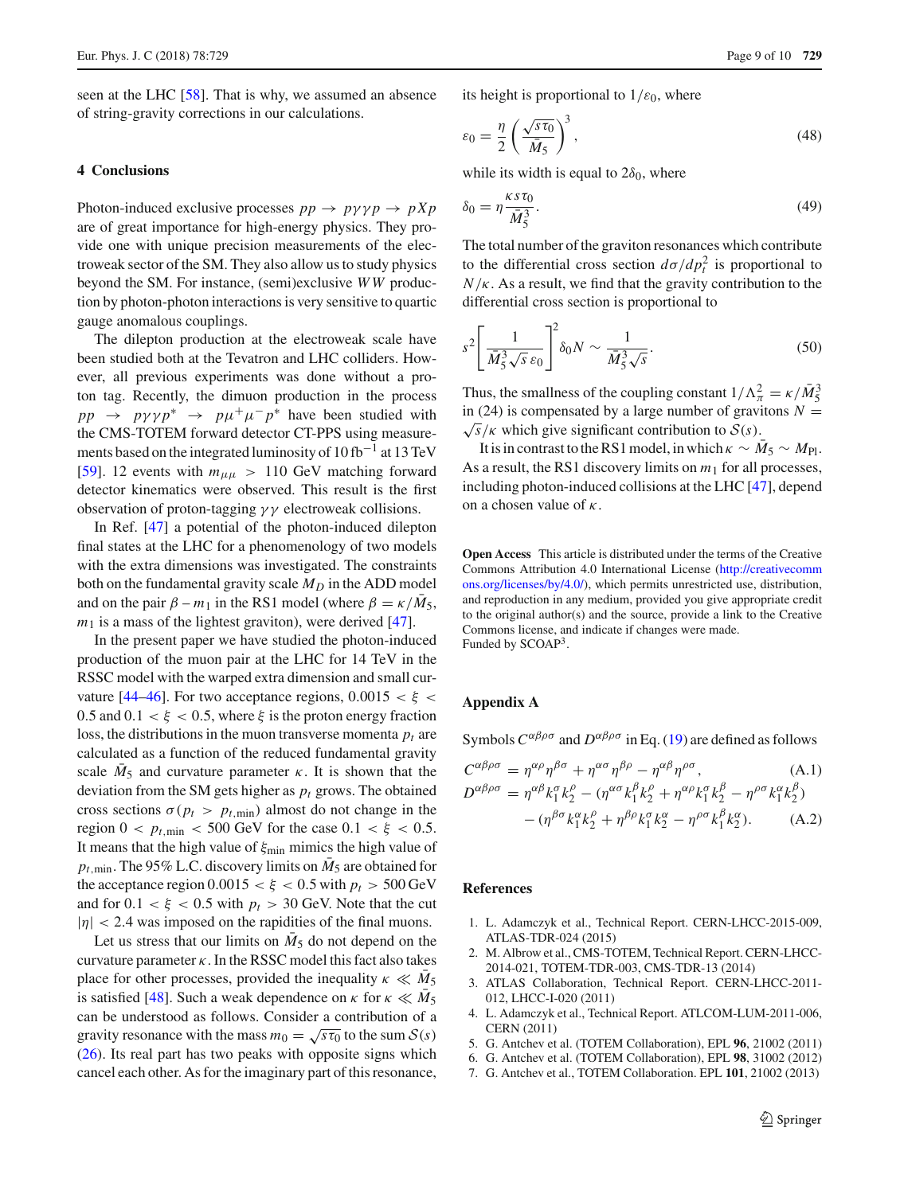seen at the LHC [58]. That is why, we assumed an absence of string-gravity corrections in our calculations.

## 4 Conclusions

Photon-induced exclusive processes $pp \to p\gamma\gamma p \to pXp$ are of great importance for high-energy physics. They provide one with unique precision measurements of the electroweak sector of the SM. They also allow us to study physics beyond the SM. For instance, (semi)exclusive $WW$ production by photon-photon interactions is very sensitive to quartic gauge anomalous couplings.

The dilepton production at the electroweak scale have been studied both at the Tevatron and LHC colliders. However, all previous experiments was done without a proton tag. Recently, the dimuon production in the process $pp \to p\gamma\gamma p^* \to p\mu^+\mu^- p^*$ have been studied with the CMS-TOTEM forward detector CT-PPS using measurements based on the integrated luminosity of $10\,\text{fb}^{-1}$ at 13 TeV [59]. 12 events with $m_{\mu\mu} > 110$ GeV matching forward detector kinematics were observed. This result is the first observation of proton-tagging $\gamma\gamma$ electroweak collisions.

In Ref. [47] a potential of the photon-induced dilepton final states at the LHC for a phenomenology of two models with the extra dimensions was investigated. The constraints both on the fundamental gravity scale $M_D$ in the ADD model and on the pair $\beta - m_1$ in the RS1 model (where $\beta = \kappa/\bar{M}_5$, $m_1$ is a mass of the lightest graviton), were derived [47].

In the present paper we have studied the photon-induced production of the muon pair at the LHC for 14 TeV in the RSSC model with the warped extra dimension and small curvature [44–46]. For two acceptance regions, $0.0015 < \xi < 0.5$ and $0.1 < \xi < 0.5$, where $\xi$ is the proton energy fraction loss, the distributions in the muon transverse momenta $p_t$ are calculated as a function of the reduced fundamental gravity scale $\bar{M}_5$ and curvature parameter $\kappa$. It is shown that the deviation from the SM gets higher as $p_t$ grows. The obtained cross sections $\sigma(p_t > p_{t,\min})$ almost do not change in the region $0 < p_{t,\min} < 500$ GeV for the case $0.1 < \xi < 0.5$. It means that the high value of $\xi_{\min}$ mimics the high value of $p_{t,\min}$. The 95% L.C. discovery limits on $\bar{M}_5$ are obtained for the acceptance region $0.0015 < \xi < 0.5$ with $p_t > 500$ GeV and for $0.1 < \xi < 0.5$ with $p_t > 30$ GeV. Note that the cut $|\eta| < 2.4$ was imposed on the rapidities of the final muons.

Let us stress that our limits on $\bar{M}_5$ do not depend on the curvature parameter $\kappa$. In the RSSC model this fact also takes place for other processes, provided the inequality $\kappa \ll \bar{M}_5$ is satisfied [48]. Such a weak dependence on $\kappa$ for $\kappa \ll \bar{M}_5$ can be understood as follows. Consider a contribution of a gravity resonance with the mass $m_0 = \sqrt{s\tau_0}$ to the sum $\mathcal{S}(s)$ (26). Its real part has two peaks with opposite signs which cancel each other. As for the imaginary part of this resonance, its height is proportional to $1/\varepsilon_0$, where

$$\varepsilon_0 = \frac{\eta}{2}\left(\frac{\sqrt{s\tau_0}}{\bar{M}_5}\right)^3, \tag{48}$$

while its width is equal to $2\delta_0$, where

$$\delta_0 = \eta\frac{\kappa s \tau_0}{\bar{M}_5^3}. \tag{49}$$

The total number of the graviton resonances which contribute to the differential cross section $d\sigma/dp_t^2$ is proportional to $N/\kappa$. As a result, we find that the gravity contribution to the differential cross section is proportional to

$$s^2\left[\frac{1}{\bar{M}_5^3\sqrt{s}\,\varepsilon_0}\right]^2 \delta_0 N \sim \frac{1}{\bar{M}_5^3\sqrt{s}}. \tag{50}$$

Thus, the smallness of the coupling constant $1/\Lambda_\pi^2 = \kappa/\bar{M}_5^3$ in (24) is compensated by a large number of gravitons $N = \sqrt{s}/\kappa$ which give significant contribution to $\mathcal{S}(s)$.

It is in contrast to the RS1 model, in which $\kappa \sim \bar{M}_5 \sim M_{\text{Pl}}$. As a result, the RS1 discovery limits on $m_1$ for all processes, including photon-induced collisions at the LHC [47], depend on a chosen value of $\kappa$.

**Open Access** This article is distributed under the terms of the Creative Commons Attribution 4.0 International License (http://creativecommons.org/licenses/by/4.0/), which permits unrestricted use, distribution, and reproduction in any medium, provided you give appropriate credit to the original author(s) and the source, provide a link to the Creative Commons license, and indicate if changes were made.
Funded by SCOAP[3].

## Appendix A

Symbols $C^{\alpha\beta\rho\sigma}$ and $D^{\alpha\beta\rho\sigma}$ in Eq. (19) are defined as follows

$$C^{\alpha\beta\rho\sigma} = \eta^{\alpha\rho}\eta^{\beta\sigma} + \eta^{\alpha\sigma}\eta^{\beta\rho} - \eta^{\alpha\beta}\eta^{\rho\sigma}, \tag{A.1}$$

$$\begin{aligned} D^{\alpha\beta\rho\sigma} &= \eta^{\alpha\beta}k_1^\sigma k_2^\rho - (\eta^{\alpha\sigma}k_1^\beta k_2^\rho + \eta^{\alpha\rho}k_1^\sigma k_2^\beta - \eta^{\rho\sigma}k_1^\alpha k_2^\beta) \\ &\quad - (\eta^{\beta\sigma}k_1^\alpha k_2^\rho + \eta^{\beta\rho}k_1^\sigma k_2^\alpha - \eta^{\rho\sigma}k_1^\beta k_2^\alpha). \end{aligned} \tag{A.2}$$

## References

1. L. Adamczyk et al., Technical Report. CERN-LHCC-2015-009, ATLAS-TDR-024 (2015)
2. M. Albrow et al., CMS-TOTEM, Technical Report. CERN-LHCC-2014-021, TOTEM-TDR-003, CMS-TDR-13 (2014)
3. ATLAS Collaboration, Technical Report. CERN-LHCC-2011-012, LHCC-I-020 (2011)
4. L. Adamczyk et al., Technical Report. ATLCOM-LUM-2011-006, CERN (2011)
5. G. Antchev et al. (TOTEM Collaboration), EPL **96**, 21002 (2011)
6. G. Antchev et al. (TOTEM Collaboration), EPL **98**, 31002 (2012)
7. G. Antchev et al., TOTEM Collaboration. EPL **101**, 21002 (2013)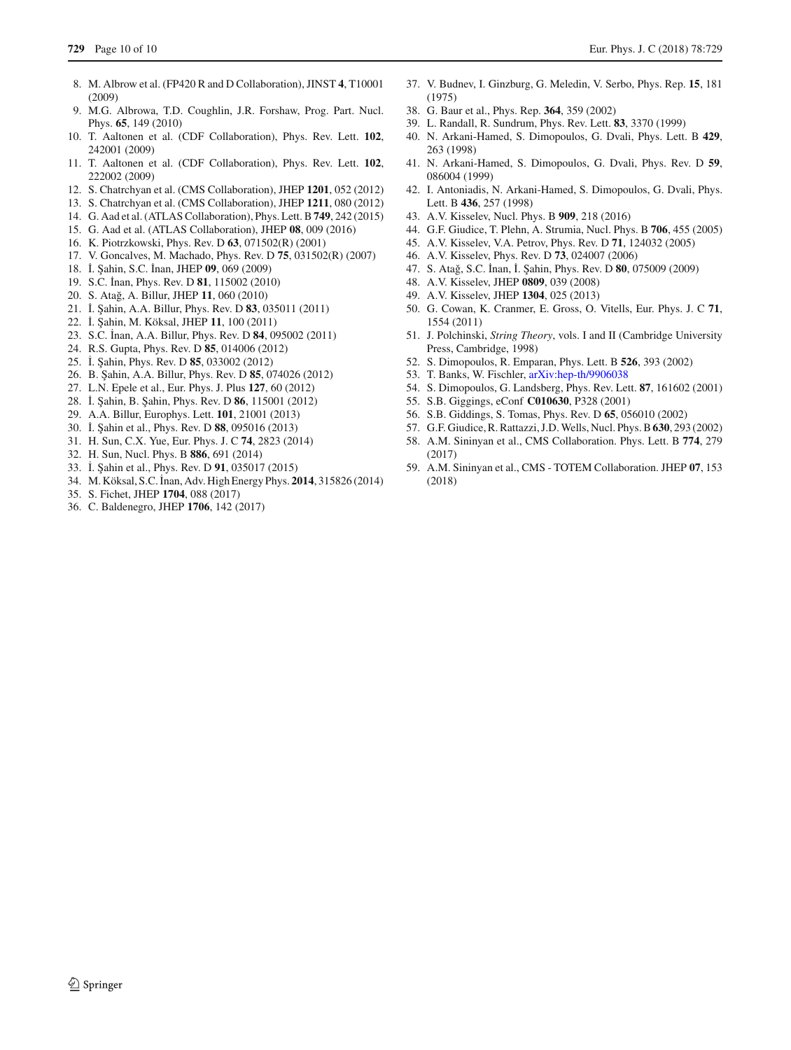8. M. Albrow et al. (FP420 R and D Collaboration), JINST **4**, T10001 (2009)
9. M.G. Albrowa, T.D. Coughlin, J.R. Forshaw, Prog. Part. Nucl. Phys. **65**, 149 (2010)
10. T. Aaltonen et al. (CDF Collaboration), Phys. Rev. Lett. **102**, 242001 (2009)
11. T. Aaltonen et al. (CDF Collaboration), Phys. Rev. Lett. **102**, 222002 (2009)
12. S. Chatrchyan et al. (CMS Collaboration), JHEP **1201**, 052 (2012)
13. S. Chatrchyan et al. (CMS Collaboration), JHEP **1211**, 080 (2012)
14. G. Aad et al. (ATLAS Collaboration), Phys. Lett. B **749**, 242 (2015)
15. G. Aad et al. (ATLAS Collaboration), JHEP **08**, 009 (2016)
16. K. Piotrzkowski, Phys. Rev. D **63**, 071502(R) (2001)
17. V. Goncalves, M. Machado, Phys. Rev. D **75**, 031502(R) (2007)
18. İ. Şahin, S.C. İnan, JHEP **09**, 069 (2009)
19. S.C. İnan, Phys. Rev. D **81**, 115002 (2010)
20. S. Atağ, A. Billur, JHEP **11**, 060 (2010)
21. İ. Şahin, A.A. Billur, Phys. Rev. D **83**, 035011 (2011)
22. İ. Şahin, M. Köksal, JHEP **11**, 100 (2011)
23. S.C. İnan, A.A. Billur, Phys. Rev. D **84**, 095002 (2011)
24. R.S. Gupta, Phys. Rev. D **85**, 014006 (2012)
25. İ. Şahin, Phys. Rev. D **85**, 033002 (2012)
26. B. Şahin, A.A. Billur, Phys. Rev. D **85**, 074026 (2012)
27. L.N. Epele et al., Eur. Phys. J. Plus **127**, 60 (2012)
28. İ. Şahin, B. Şahin, Phys. Rev. D **86**, 115001 (2012)
29. A.A. Billur, Europhys. Lett. **101**, 21001 (2013)
30. İ. Şahin et al., Phys. Rev. D **88**, 095016 (2013)
31. H. Sun, C.X. Yue, Eur. Phys. J. C **74**, 2823 (2014)
32. H. Sun, Nucl. Phys. B **886**, 691 (2014)
33. İ. Şahin et al., Phys. Rev. D **91**, 035017 (2015)
34. M. Köksal, S.C. İnan, Adv. High Energy Phys. **2014**, 315826 (2014)
35. S. Fichet, JHEP **1704**, 088 (2017)
36. C. Baldenegro, JHEP **1706**, 142 (2017)
37. V. Budnev, I. Ginzburg, G. Meledin, V. Serbo, Phys. Rep. **15**, 181 (1975)
38. G. Baur et al., Phys. Rep. **364**, 359 (2002)
39. L. Randall, R. Sundrum, Phys. Rev. Lett. **83**, 3370 (1999)
40. N. Arkani-Hamed, S. Dimopoulos, G. Dvali, Phys. Lett. B **429**, 263 (1998)
41. N. Arkani-Hamed, S. Dimopoulos, G. Dvali, Phys. Rev. D **59**, 086004 (1999)
42. I. Antoniadis, N. Arkani-Hamed, S. Dimopoulos, G. Dvali, Phys. Lett. B **436**, 257 (1998)
43. A.V. Kisselev, Nucl. Phys. B **909**, 218 (2016)
44. G.F. Giudice, T. Plehn, A. Strumia, Nucl. Phys. B **706**, 455 (2005)
45. A.V. Kisselev, V.A. Petrov, Phys. Rev. D **71**, 124032 (2005)
46. A.V. Kisselev, Phys. Rev. D **73**, 024007 (2006)
47. S. Atağ, S.C. İnan, İ. Şahin, Phys. Rev. D **80**, 075009 (2009)
48. A.V. Kisselev, JHEP **0809**, 039 (2008)
49. A.V. Kisselev, JHEP **1304**, 025 (2013)
50. G. Cowan, K. Cranmer, E. Gross, O. Vitells, Eur. Phys. J. C **71**, 1554 (2011)
51. J. Polchinski, *String Theory*, vols. I and II (Cambridge University Press, Cambridge, 1998)
52. S. Dimopoulos, R. Emparan, Phys. Lett. B **526**, 393 (2002)
53. T. Banks, W. Fischler, arXiv:hep-th/9906038
54. S. Dimopoulos, G. Landsberg, Phys. Rev. Lett. **87**, 161602 (2001)
55. S.B. Giggings, eConf **C010630**, P328 (2001)
56. S.B. Giddings, S. Tomas, Phys. Rev. D **65**, 056010 (2002)
57. G.F. Giudice, R. Rattazzi, J.D. Wells, Nucl. Phys. B **630**, 293 (2002)
58. A.M. Sininyan et al., CMS Collaboration. Phys. Lett. B **774**, 279 (2017)
59. A.M. Sininyan et al., CMS - TOTEM Collaboration. JHEP **07**, 153 (2018)